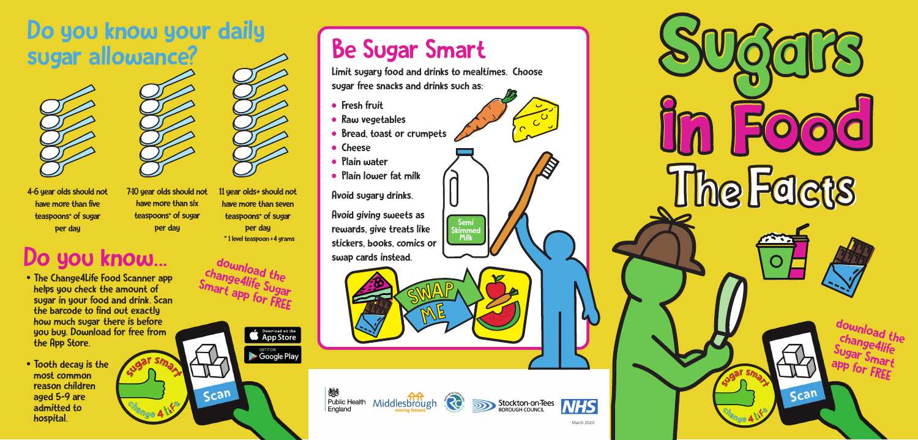## Do you know your daily sugar allowance?

4-6 year olds should not have more than five teaspoons* of sugar per day

7-10 year olds should not have more than six teaspoons* of sugar per day

11 year olds+ should not have more than seven teaspoons* of sugar per day

* 1 level teaspoon = 4 grams

## Do you know...

- The Change4Life Food Scanner app helps you check the amount of sugar in your food and drink. Scan the barcode to find out exactly how much sugar there is before you buy. Download for free from the App Store.
- Tooth decay is the most common reason children aged 5-9 are admitted to hospital.

download the change4life Sugar Smart app for FREE

sugar smart change 4 life

Scan

Download on the App Store

GET IT ON Google Play

## Be Sugar Smart

Limit sugary food and drinks to mealtimes. Choose sugar free snacks and drinks such as:

- Fresh fruit
- Raw vegetables
- Bread, toast or crumpets
- Cheese
- Plain water
- Plain lower fat milk

Avoid sugary drinks.

Avoid giving sweets as rewards, give treats like stickers, books, comics or swap cards instead.

Semi Skimmed Milk

SWAP ME

Public Health England | Middlesbrough moving forward | Stockton-on-Tees Borough Council | NHS

March 2020

# Sugars in Food

## The Facts

download the change4life Sugar Smart app for FREE

sugar smart change 4 life

Scan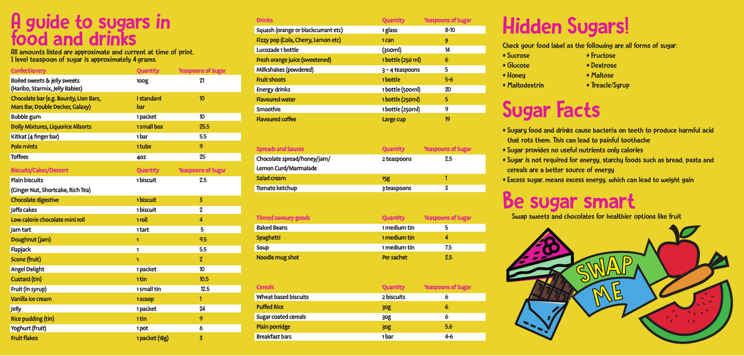# A guide to sugars in food and drinks

All amounts listed are approximate and current at time of print.
1 level teaspoon of sugar is approximately 4 grams.

| Confectionery | Quantity | Teaspoons of Sugar |
|---|---|---|
| Boiled sweets & jelly sweets (Haribo, Starmix, Jelly Babies) | 100g | 21 |
| Chocolate bar (e.g. Bounty, Lion Bars, Mars Bar, Double Decker, Galaxy) | I standard bar | 10 |
| Bubble gum | 1 packet | 10 |
| Dolly Mixtures, Liquorice Allsorts | 1 small box | 25.5 |
| Kitkat (4 finger bar) | 1 bar | 5.5 |
| Polo mints | 1 tube | 9 |
| Toffees | 4oz | 25 |

| Biscuits/Cakes/Dessert | Quantity | Teaspoons of Sugar |
|---|---|---|
| Plain biscuits (Ginger Nut, Shortcake, Rich Tea) | 1 biscuit | 2.5 |
| Chocolate digestive | 1 biscuit | 3 |
| Jaffa cakes | 1 biscuit | 2 |
| Low calorie chocolate mini roll | 1 roll | 4 |
| Jam tart | 1 tart | 5 |
| Doughnut (jam) | 1 | 9.5 |
| Flapjack | 1 | 5.5 |
| Scone (fruit) | 1 | 2 |
| Angel Delight | 1 packet | 10 |
| Custard (tin) | 1 tin | 10.5 |
| Fruit (in syrup) | 1 small tin | 12.5 |
| Vanilla ice cream | 1 scoop | 1 |
| Jelly | 1 packet | 24 |
| Rice pudding (tin) | 1 tin | 9 |
| Yoghurt (fruit) | 1 pot | 6 |
| Fruit flakes | 1 packet (18g) | 3 |

| Drinks | Quantity | Teaspoons of Sugar |
|---|---|---|
| Squash (orange or blackcurrant etc) | 1 glass | 8-10 |
| Fizzy pop (Cola, Cherry, Lemon etc) | 1 can | 9 |
| Lucozade 1 bottle | (300ml) | 14 |
| Fresh orange juice (sweetened) | 1 bottle (250 ml) | 6 |
| Milkshakes (powdered) | 3 – 4 teaspoons | 5 |
| Fruit shoots | 1 bottle | 5-6 |
| Energy drinks | 1 bottle (500ml) | 20 |
| Flavoured water | 1 bottle (250ml) | 5 |
| Smoothie | 1 bottle (250ml) | 9 |
| Flavoured coffee | Large cup | 19 |

| Spreads and Sauces | Quantity | Teaspoons of Sugar |
|---|---|---|
| Chocolate spread/honey/jam/ Lemon Curd/Marmalade | 2 teaspoons | 2.5 |
| Salad cream | 15g | 1 |
| Tomato ketchup | 3 teaspoons | 3 |

| Tinned savoury goods | Quantity | Teaspoons of Sugar |
|---|---|---|
| Baked Beans | 1 medium tin | 5 |
| Spaghetti | 1 medium tin | 4 |
| Soup | 1 medium tin | 7.5 |
| Noodle mug shot | Per sachet | 2.5 |

| Cereals | Quantity | Teaspoons of Sugar |
|---|---|---|
| Wheat based biscuits | 2 biscuits | 6 |
| Puffed Rice | 30g | 6 |
| Sugar coated cereals | 30g | 6 |
| Plain porridge | 30g | 5.6 |
| Breakfast bars | 1 bar | 4-6 |

# Hidden Sugars!

Check your food label as the following are all forms of sugar:

- Sucrose
- Glucose
- Honey
- Maltodextrin
- Fructose
- Dextrose
- Maltose
- Treacle/Syrup

# Sugar Facts

- Sugary food and drinks cause bacteria on teeth to produce harmful acid that rots them. This can lead to painful toothache
- Sugar provides no useful nutrients only calories
- Sugar is not required for energy, starchy foods such as bread, pasta and cereals are a better source of energy
- Excess sugar, means excess energy, which can lead to weight gain

# Be sugar smart

Swap sweets and chocolates for healthier options like fruit

SWAP ME